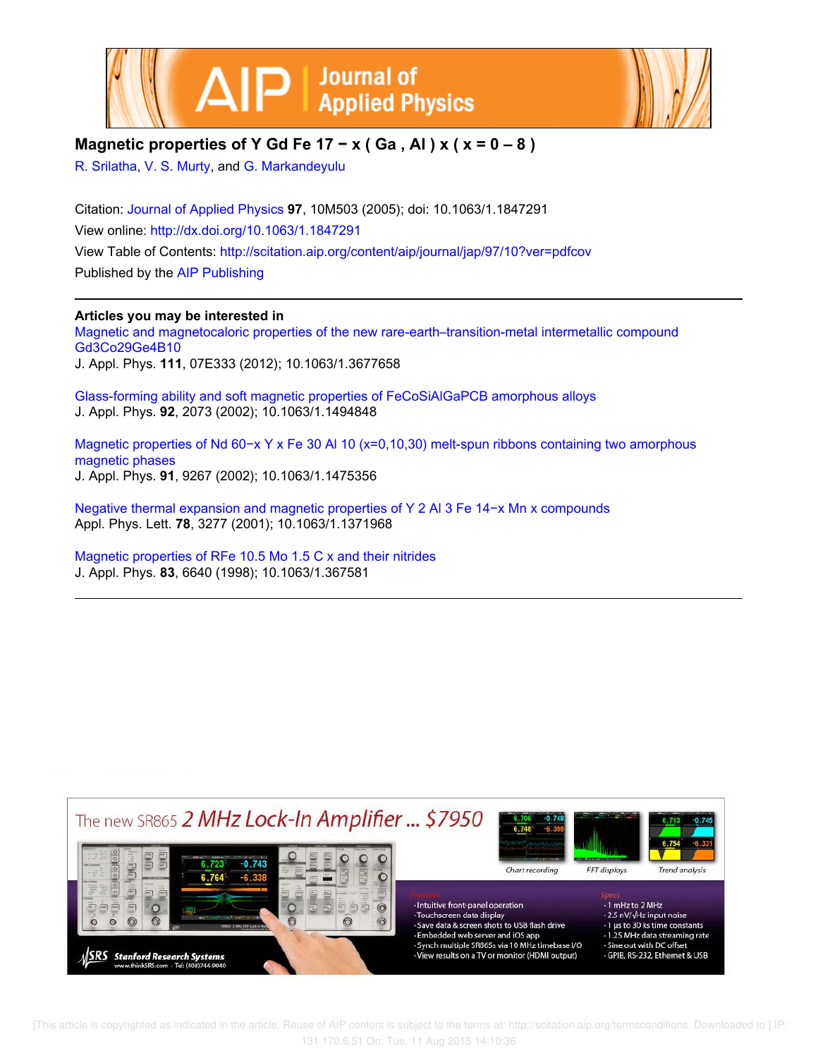# Magnetic properties of $YGdFe_{17-x}(Ga, Al)_x$ ($x = 0-8$)

R. Srilatha, V. S. Murty, and G. Markandeyulu

Citation: Journal of Applied Physics **97**, 10M503 (2005); doi: 10.1063/1.1847291

View online: http://dx.doi.org/10.1063/1.1847291

View Table of Contents: http://scitation.aip.org/content/aip/journal/jap/97/10?ver=pdfcov

Published by the AIP Publishing

---

**Articles you may be interested in**

Magnetic and magnetocaloric properties of the new rare-earth–transition-metal intermetallic compound $Gd_3Co_{29}Ge_4B_{10}$
J. Appl. Phys. **111**, 07E333 (2012); 10.1063/1.3677658

Glass-forming ability and soft magnetic properties of FeCoSiAlGaPCB amorphous alloys
J. Appl. Phys. **92**, 2073 (2002); 10.1063/1.1494848

Magnetic properties of $Nd_{60-x}Y_xFe_{30}Al_{10}$ ($x=0,10,30$) melt-spun ribbons containing two amorphous magnetic phases
J. Appl. Phys. **91**, 9267 (2002); 10.1063/1.1475356

Negative thermal expansion and magnetic properties of $Y_2Al_3Fe_{14-x}Mn_x$ compounds
Appl. Phys. Lett. **78**, 3277 (2001); 10.1063/1.1371968

Magnetic properties of $RFe_{10.5}Mo_{1.5}C_x$ and their nitrides
J. Appl. Phys. **83**, 6640 (1998); 10.1063/1.367581

---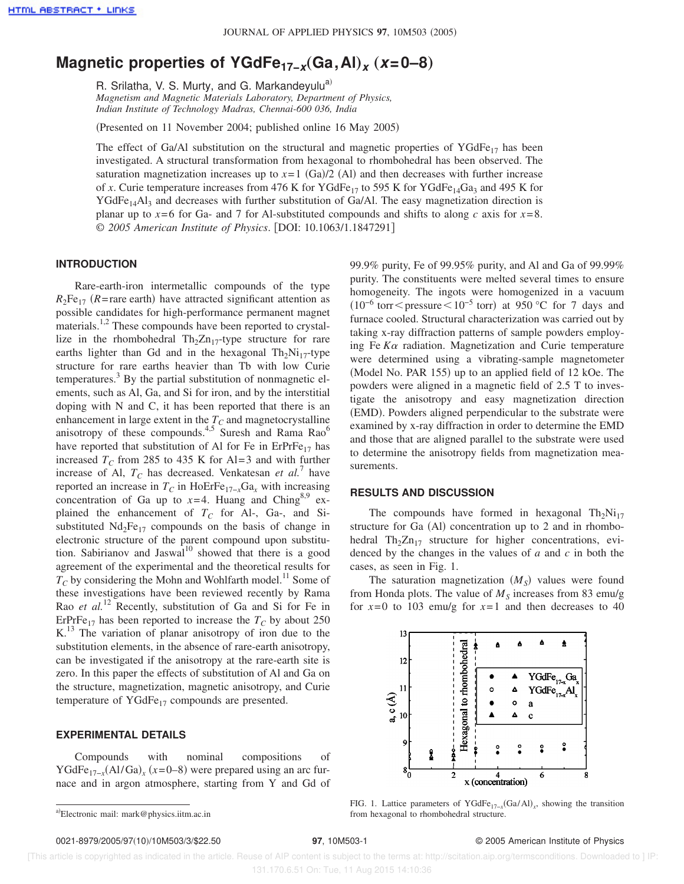# Magnetic properties of $YGdFe_{17-x}(Ga,Al)_x$ ($x=0$–8)

R. Srilatha, V. S. Murty, and G. Markandeyulu[a)]

*Magnetism and Magnetic Materials Laboratory, Department of Physics, Indian Institute of Technology Madras, Chennai-600 036, India*

(Presented on 11 November 2004; published online 16 May 2005)

The effect of Ga/Al substitution on the structural and magnetic properties of $YGdFe_{17}$ has been investigated. A structural transformation from hexagonal to rhombohedral has been observed. The saturation magnetization increases up to $x=1$ (Ga)/2 (Al) and then decreases with further increase of $x$. Curie temperature increases from 476 K for $YGdFe_{17}$ to 595 K for $YGdFe_{14}Ga_3$ and 495 K for $YGdFe_{14}Al_3$ and decreases with further substitution of Ga/Al. The easy magnetization direction is planar up to $x=6$ for Ga- and 7 for Al-substituted compounds and shifts to along $c$ axis for $x=8$. © *2005 American Institute of Physics*. [DOI: 10.1063/1.1847291]

## INTRODUCTION

Rare-earth-iron intermetallic compounds of the type $R_2Fe_{17}$ ($R$=rare earth) have attracted significant attention as possible candidates for high-performance permanent magnet materials.[1,2] These compounds have been reported to crystallize in the rhombohedral $Th_2Zn_{17}$-type structure for rare earths lighter than Gd and in the hexagonal $Th_2Ni_{17}$-type structure for rare earths heavier than Tb with low Curie temperatures.[3] By the partial substitution of nonmagnetic elements, such as Al, Ga, and Si for iron, and by the interstitial doping with N and C, it has been reported that there is an enhancement in large extent in the $T_C$ and magnetocrystalline anisotropy of these compounds.[4,5] Suresh and Rama Rao[6] have reported that substitution of Al for Fe in $ErPrFe_{17}$ has increased $T_C$ from 285 to 435 K for Al=3 and with further increase of Al, $T_C$ has decreased. Venkatesan *et al.*[7] have reported an increase in $T_C$ in $HoErFe_{17-x}Ga_x$ with increasing concentration of Ga up to $x=4$. Huang and Ching[8,9] explained the enhancement of $T_C$ for Al-, Ga-, and Si-substituted $Nd_2Fe_{17}$ compounds on the basis of change in electronic structure of the parent compound upon substitution. Sabirianov and Jaswal[10] showed that there is a good agreement of the experimental and the theoretical results for $T_C$ by considering the Mohn and Wohlfarth model.[11] Some of these investigations have been reviewed recently by Rama Rao *et al.*[12] Recently, substitution of Ga and Si for Fe in $ErPrFe_{17}$ has been reported to increase the $T_C$ by about 250 K.[13] The variation of planar anisotropy of iron due to the substitution elements, in the absence of rare-earth anisotropy, can be investigated if the anisotropy at the rare-earth site is zero. In this paper the effects of substitution of Al and Ga on the structure, magnetization, magnetic anisotropy, and Curie temperature of $YGdFe_{17}$ compounds are presented.

## EXPERIMENTAL DETAILS

Compounds with nominal compositions of $YGdFe_{17-x}(Al/Ga)_x$ ($x=0$–8) were prepared using an arc furnace and in argon atmosphere, starting from Y and Gd of 99.9% purity, Fe of 99.95% purity, and Al and Ga of 99.99% purity. The constituents were melted several times to ensure homogeneity. The ingots were homogenized in a vacuum ($10^{-6}$ torr<pressure<$10^{-5}$ torr) at 950 °C for 7 days and furnace cooled. Structural characterization was carried out by taking x-ray diffraction patterns of sample powders employing Fe $K\alpha$ radiation. Magnetization and Curie temperature were determined using a vibrating-sample magnetometer (Model No. PAR 155) up to an applied field of 12 kOe. The powders were aligned in a magnetic field of 2.5 T to investigate the anisotropy and easy magnetization direction (EMD). Powders aligned perpendicular to the substrate were examined by x-ray diffraction in order to determine the EMD and those that are aligned parallel to the substrate were used to determine the anisotropy fields from magnetization measurements.

## RESULTS AND DISCUSSION

The compounds have formed in hexagonal $Th_2Ni_{17}$ structure for Ga (Al) concentration up to 2 and in rhombohedral $Th_2Zn_{17}$ structure for higher concentrations, evidenced by the changes in the values of $a$ and $c$ in both the cases, as seen in Fig. 1.

The saturation magnetization ($M_S$) values were found from Honda plots. The value of $M_S$ increases from 83 emu/g for $x=0$ to 103 emu/g for $x=1$ and then decreases to 40

FIG. 1. Lattice parameters of $YGdFe_{17-x}(Ga/Al)_x$, showing the transition from hexagonal to rhombohedral structure.

[a)]Electronic mail: mark@physics.iitm.ac.in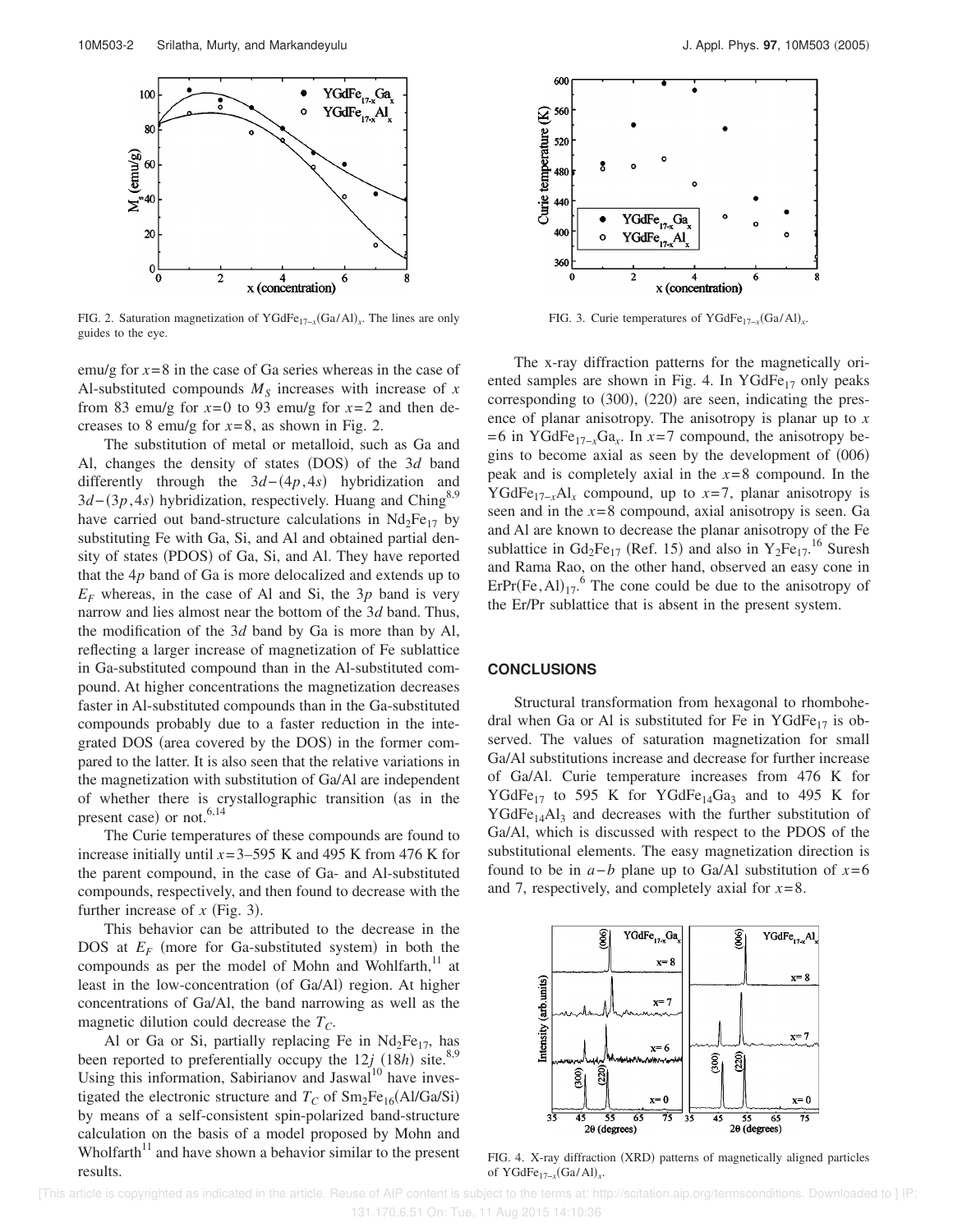FIG. 2. Saturation magnetization of $YGdFe_{17-x}(Ga/Al)_x$. The lines are only guides to the eye.

FIG. 3. Curie temperatures of $YGdFe_{17-x}(Ga/Al)_x$.

emu/g for $x=8$ in the case of Ga series whereas in the case of Al-substituted compounds $M_S$ increases with increase of $x$ from 83 emu/g for $x=0$ to 93 emu/g for $x=2$ and then decreases to 8 emu/g for $x=8$, as shown in Fig. 2.

The substitution of metal or metalloid, such as Ga and Al, changes the density of states (DOS) of the 3$d$ band differently through the $3d-(4p,4s)$ hybridization and $3d-(3p,4s)$ hybridization, respectively. Huang and Ching[8,9] have carried out band-structure calculations in $Nd_2Fe_{17}$ by substituting Fe with Ga, Si, and Al and obtained partial density of states (PDOS) of Ga, Si, and Al. They have reported that the 4$p$ band of Ga is more delocalized and extends up to $E_F$ whereas, in the case of Al and Si, the 3$p$ band is very narrow and lies almost near the bottom of the 3$d$ band. Thus, the modification of the 3$d$ band by Ga is more than by Al, reflecting a larger increase of magnetization of Fe sublattice in Ga-substituted compound than in the Al-substituted compound. At higher concentrations the magnetization decreases faster in Al-substituted compounds than in the Ga-substituted compounds probably due to a faster reduction in the integrated DOS (area covered by the DOS) in the former compared to the latter. It is also seen that the relative variations in the magnetization with substitution of Ga/Al are independent of whether there is crystallographic transition (as in the present case) or not.[6,14]

The Curie temperatures of these compounds are found to increase initially until $x=3$–595 K and 495 K from 476 K for the parent compound, in the case of Ga- and Al-substituted compounds, respectively, and then found to decrease with the further increase of $x$ (Fig. 3).

This behavior can be attributed to the decrease in the DOS at $E_F$ (more for Ga-substituted system) in both the compounds as per the model of Mohn and Wohlfarth,[11] at least in the low-concentration (of Ga/Al) region. At higher concentrations of Ga/Al, the band narrowing as well as the magnetic dilution could decrease the $T_C$.

Al or Ga or Si, partially replacing Fe in $Nd_2Fe_{17}$, has been reported to preferentially occupy the 12$j$ (18$h$) site.[8,9] Using this information, Sabirianov and Jaswal[10] have investigated the electronic structure and $T_C$ of $Sm_2Fe_{16}(Al/Ga/Si)$ by means of a self-consistent spin-polarized band-structure calculation on the basis of a model proposed by Mohn and Wholfarth[11] and have shown a behavior similar to the present results.

The x-ray diffraction patterns for the magnetically oriented samples are shown in Fig. 4. In $YGdFe_{17}$ only peaks corresponding to (300), (220) are seen, indicating the presence of planar anisotropy. The anisotropy is planar up to $x=6$ in $YGdFe_{17-x}Ga_x$. In $x=7$ compound, the anisotropy begins to become axial as seen by the development of (006) peak and is completely axial in the $x=8$ compound. In the $YGdFe_{17-x}Al_x$ compound, up to $x=7$, planar anisotropy is seen and in the $x=8$ compound, axial anisotropy is seen. Ga and Al are known to decrease the planar anisotropy of the Fe sublattice in $Gd_2Fe_{17}$ (Ref. 15) and also in $Y_2Fe_{17}$.[16] Suresh and Rama Rao, on the other hand, observed an easy cone in $ErPr(Fe,Al)_{17}$.[6] The cone could be due to the anisotropy of the Er/Pr sublattice that is absent in the present system.

## CONCLUSIONS

Structural transformation from hexagonal to rhombohedral when Ga or Al is substituted for Fe in $YGdFe_{17}$ is observed. The values of saturation magnetization for small Ga/Al substitutions increase and decrease for further increase of Ga/Al. Curie temperature increases from 476 K for $YGdFe_{17}$ to 595 K for $YGdFe_{14}Ga_3$ and to 495 K for $YGdFe_{14}Al_3$ and decreases with the further substitution of Ga/Al, which is discussed with respect to the PDOS of the substitutional elements. The easy magnetization direction is found to be in $a-b$ plane up to Ga/Al substitution of $x=6$ and 7, respectively, and completely axial for $x=8$.

FIG. 4. X-ray diffraction (XRD) patterns of magnetically aligned particles of $YGdFe_{17-x}(Ga/Al)_x$.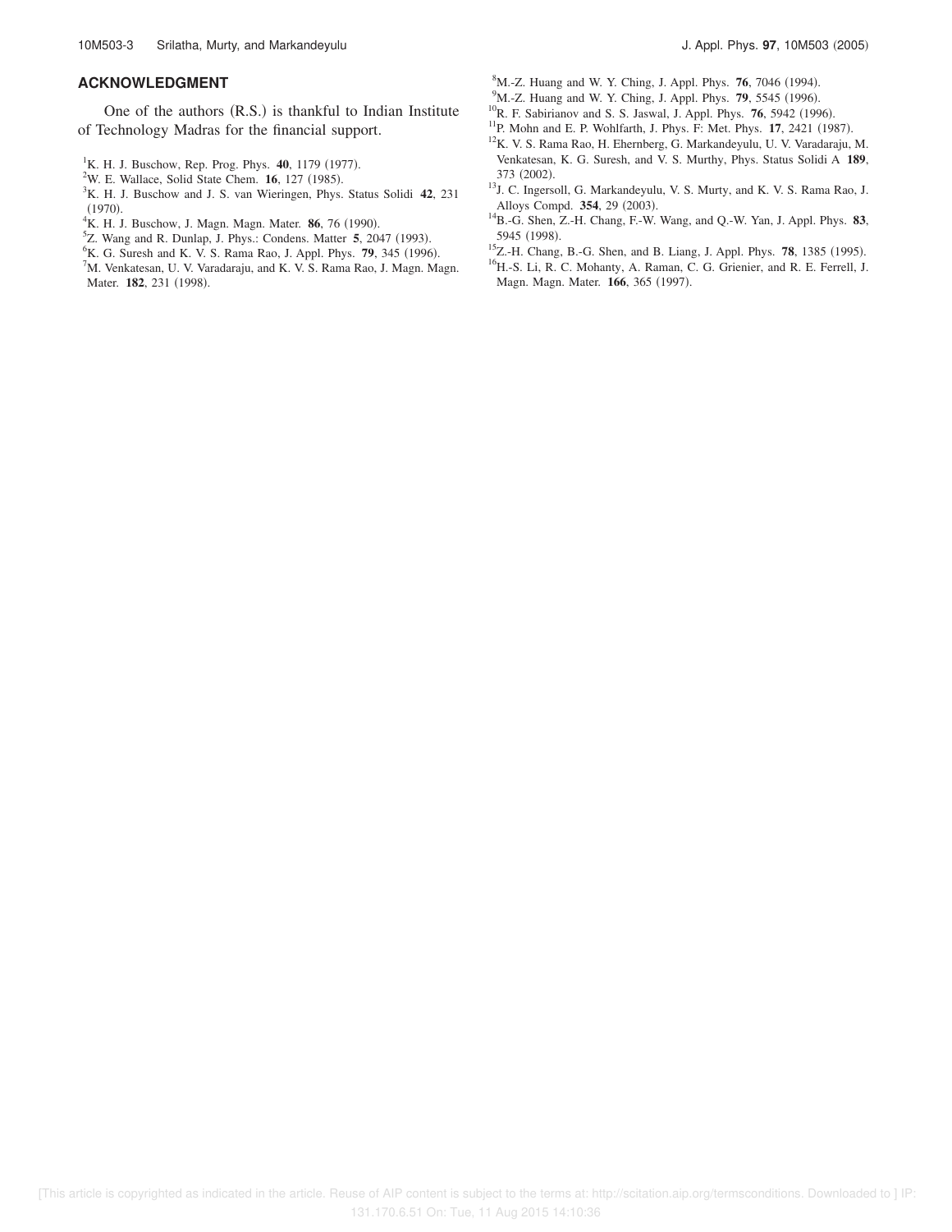## ACKNOWLEDGMENT

One of the authors (R.S.) is thankful to Indian Institute of Technology Madras for the financial support.

[1] K. H. J. Buschow, Rep. Prog. Phys. **40**, 1179 (1977).
[2] W. E. Wallace, Solid State Chem. **16**, 127 (1985).
[3] K. H. J. Buschow and J. S. van Wieringen, Phys. Status Solidi **42**, 231 (1970).
[4] K. H. J. Buschow, J. Magn. Magn. Mater. **86**, 76 (1990).
[5] Z. Wang and R. Dunlap, J. Phys.: Condens. Matter **5**, 2047 (1993).
[6] K. G. Suresh and K. V. S. Rama Rao, J. Appl. Phys. **79**, 345 (1996).
[7] M. Venkatesan, U. V. Varadaraju, and K. V. S. Rama Rao, J. Magn. Magn. Mater. **182**, 231 (1998).
[8] M.-Z. Huang and W. Y. Ching, J. Appl. Phys. **76**, 7046 (1994).
[9] M.-Z. Huang and W. Y. Ching, J. Appl. Phys. **79**, 5545 (1996).
[10] R. F. Sabirianov and S. S. Jaswal, J. Appl. Phys. **76**, 5942 (1996).
[11] P. Mohn and E. P. Wohlfarth, J. Phys. F: Met. Phys. **17**, 2421 (1987).
[12] K. V. S. Rama Rao, H. Ehernberg, G. Markandeyulu, U. V. Varadaraju, M. Venkatesan, K. G. Suresh, and V. S. Murthy, Phys. Status Solidi A **189**, 373 (2002).
[13] J. C. Ingersoll, G. Markandeyulu, V. S. Murty, and K. V. S. Rama Rao, J. Alloys Compd. **354**, 29 (2003).
[14] B.-G. Shen, Z.-H. Chang, F.-W. Wang, and Q.-W. Yan, J. Appl. Phys. **83**, 5945 (1998).
[15] Z.-H. Chang, B.-G. Shen, and B. Liang, J. Appl. Phys. **78**, 1385 (1995).
[16] H.-S. Li, R. C. Mohanty, A. Raman, C. G. Grienier, and R. E. Ferrell, J. Magn. Magn. Mater. **166**, 365 (1997).